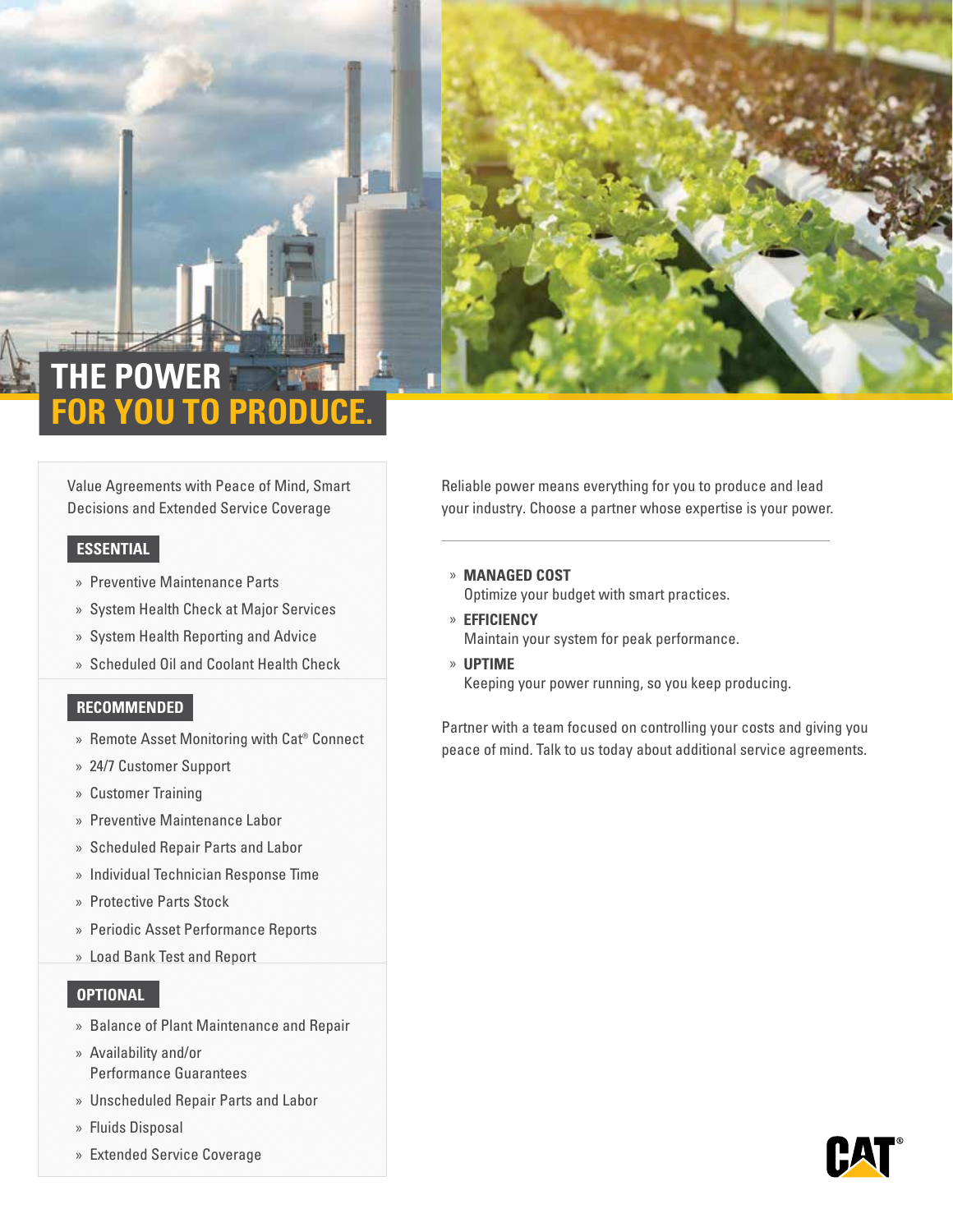# THE POWER FOR YOU TO PRODUCE.

Value Agreements with Peace of Mind, Smart Decisions and Extended Service Coverage

## ESSENTIAL

- Preventive Maintenance Parts
- System Health Check at Major Services
- System Health Reporting and Advice
- Scheduled Oil and Coolant Health Check

## RECOMMENDED

- Remote Asset Monitoring with Cat® Connect
- 24/7 Customer Support
- Customer Training
- Preventive Maintenance Labor
- Scheduled Repair Parts and Labor
- Individual Technician Response Time
- Protective Parts Stock
- Periodic Asset Performance Reports
- Load Bank Test and Report

## OPTIONAL

- Balance of Plant Maintenance and Repair
- Availability and/or Performance Guarantees
- Unscheduled Repair Parts and Labor
- Fluids Disposal
- Extended Service Coverage

Reliable power means everything for you to produce and lead your industry. Choose a partner whose expertise is your power.

---

- **MANAGED COST**
  Optimize your budget with smart practices.
- **EFFICIENCY**
  Maintain your system for peak performance.
- **UPTIME**
  Keeping your power running, so you keep producing.

Partner with a team focused on controlling your costs and giving you peace of mind. Talk to us today about additional service agreements.

CAT®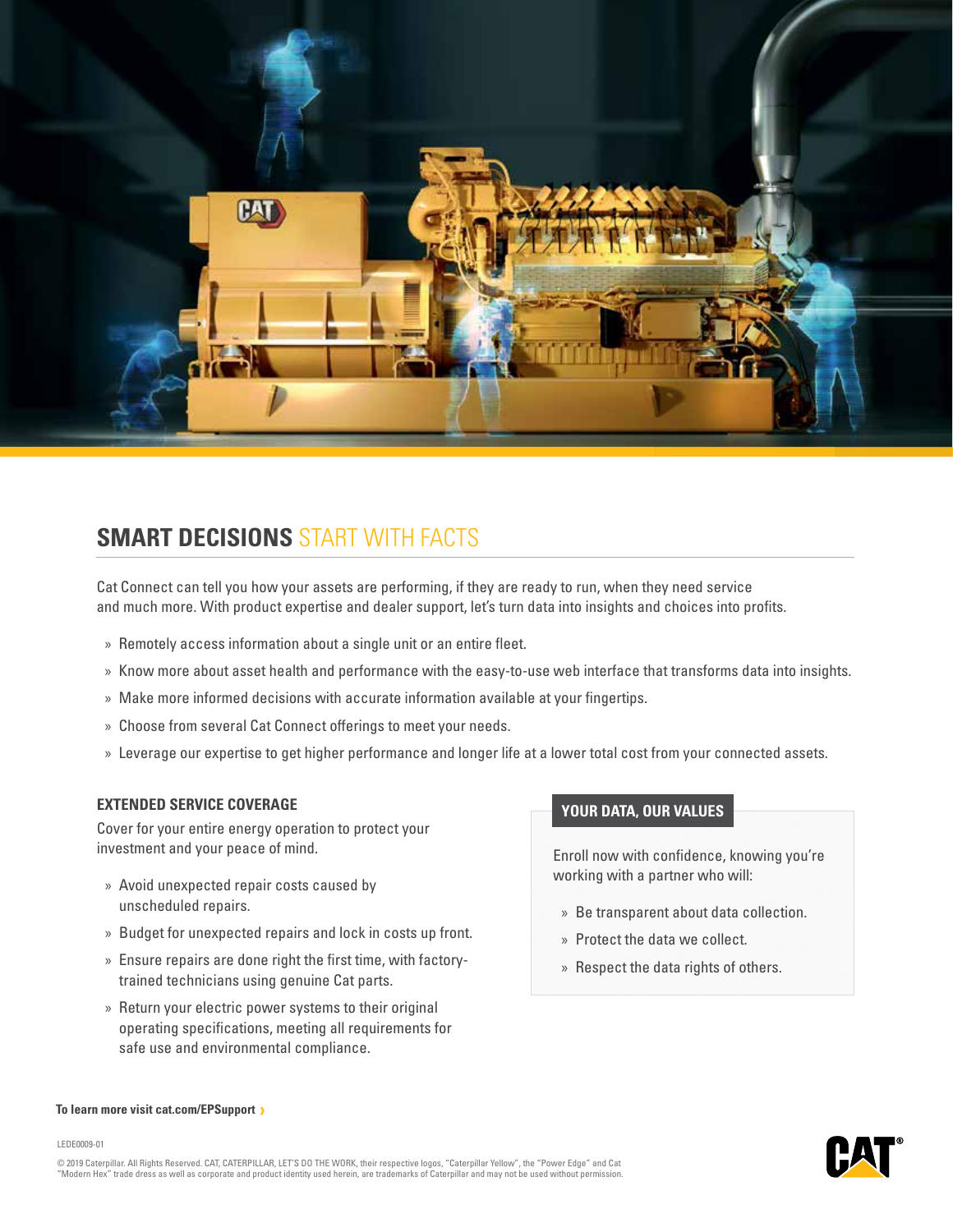## **SMART DECISIONS** START WITH FACTS

Cat Connect can tell you how your assets are performing, if they are ready to run, when they need service and much more. With product expertise and dealer support, let's turn data into insights and choices into profits.

- Remotely access information about a single unit or an entire fleet.
- Know more about asset health and performance with the easy-to-use web interface that transforms data into insights.
- Make more informed decisions with accurate information available at your fingertips.
- Choose from several Cat Connect offerings to meet your needs.
- Leverage our expertise to get higher performance and longer life at a lower total cost from your connected assets.

### EXTENDED SERVICE COVERAGE

Cover for your entire energy operation to protect your investment and your peace of mind.

- Avoid unexpected repair costs caused by unscheduled repairs.
- Budget for unexpected repairs and lock in costs up front.
- Ensure repairs are done right the first time, with factory-trained technicians using genuine Cat parts.
- Return your electric power systems to their original operating specifications, meeting all requirements for safe use and environmental compliance.

### YOUR DATA, OUR VALUES

Enroll now with confidence, knowing you're working with a partner who will:

- Be transparent about data collection.
- Protect the data we collect.
- Respect the data rights of others.

**To learn more visit cat.com/EPSupport ›**

LEDE0009-01

© 2019 Caterpillar. All Rights Reserved. CAT, CATERPILLAR, LET'S DO THE WORK, their respective logos, "Caterpillar Yellow", the "Power Edge" and Cat "Modern Hex" trade dress as well as corporate and product identity used herein, are trademarks of Caterpillar and may not be used without permission.